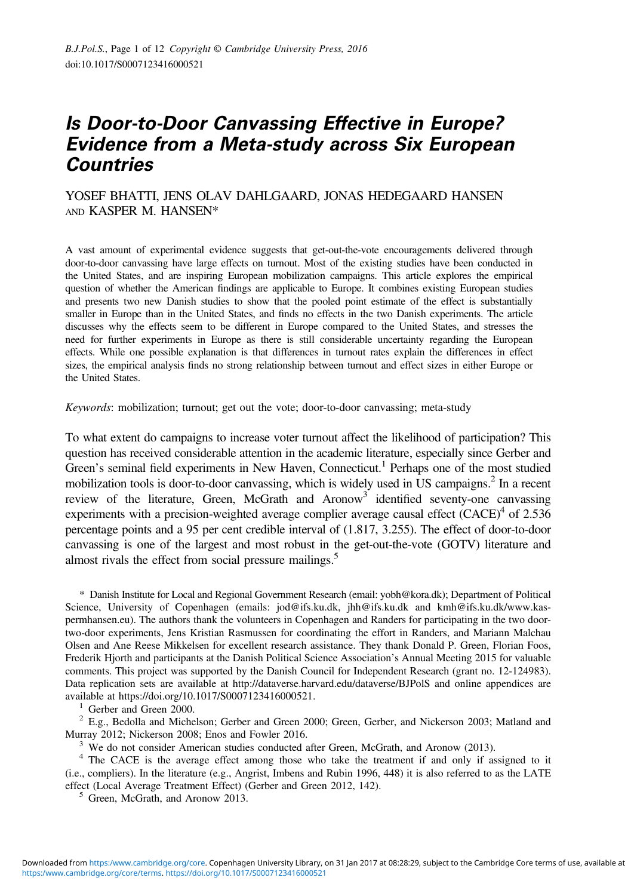# Is Door-to-Door Canvassing Effective in Europe? Evidence from a Meta-study across Six European Countries

YOSEF BHATTI, JENS OLAV DAHLGAARD, JONAS HEDEGAARD HANSEN AND KASPER M. HANSEN*

A vast amount of experimental evidence suggests that get-out-the-vote encouragements delivered through door-to-door canvassing have large effects on turnout. Most of the existing studies have been conducted in the United States, and are inspiring European mobilization campaigns. This article explores the empirical question of whether the American findings are applicable to Europe. It combines existing European studies and presents two new Danish studies to show that the pooled point estimate of the effect is substantially smaller in Europe than in the United States, and finds no effects in the two Danish experiments. The article discusses why the effects seem to be different in Europe compared to the United States, and stresses the need for further experiments in Europe as there is still considerable uncertainty regarding the European effects. While one possible explanation is that differences in turnout rates explain the differences in effect sizes, the empirical analysis finds no strong relationship between turnout and effect sizes in either Europe or the United States.

*Keywords*: mobilization; turnout; get out the vote; door-to-door canvassing; meta-study

To what extent do campaigns to increase voter turnout affect the likelihood of participation? This question has received considerable attention in the academic literature, especially since Gerber and Green's seminal field experiments in New Haven, Connecticut.[1] Perhaps one of the most studied mobilization tools is door-to-door canvassing, which is widely used in US campaigns.[2] In a recent review of the literature, Green, McGrath and Aronow[3] identified seventy-one canvassing experiments with a precision-weighted average complier average causal effect (CACE)[4] of 2.536 percentage points and a 95 per cent credible interval of (1.817, 3.255). The effect of door-to-door canvassing is one of the largest and most robust in the get-out-the-vote (GOTV) literature and almost rivals the effect from social pressure mailings.[5]

\* Danish Institute for Local and Regional Government Research (email: yobh@kora.dk); Department of Political Science, University of Copenhagen (emails: jod@ifs.ku.dk, jhh@ifs.ku.dk and kmh@ifs.ku.dk/www.kaspermhansen.eu). The authors thank the volunteers in Copenhagen and Randers for participating in the two door-two-door experiments, Jens Kristian Rasmussen for coordinating the effort in Randers, and Mariann Malchau Olsen and Ane Reese Mikkelsen for excellent research assistance. They thank Donald P. Green, Florian Foos, Frederik Hjorth and participants at the Danish Political Science Association's Annual Meeting 2015 for valuable comments. This project was supported by the Danish Council for Independent Research (grant no. 12-124983). Data replication sets are available at http://dataverse.harvard.edu/dataverse/BJPolS and online appendices are available at https://doi.org/10.1017/S0007123416000521.

[1] Gerber and Green 2000.

[2] E.g., Bedolla and Michelson; Gerber and Green 2000; Green, Gerber, and Nickerson 2003; Matland and Murray 2012; Nickerson 2008; Enos and Fowler 2016.

[3] We do not consider American studies conducted after Green, McGrath, and Aronow (2013).

[4] The CACE is the average effect among those who take the treatment if and only if assigned to it (i.e., compliers). In the literature (e.g., Angrist, Imbens and Rubin 1996, 448) it is also referred to as the LATE effect (Local Average Treatment Effect) (Gerber and Green 2012, 142).

[5] Green, McGrath, and Aronow 2013.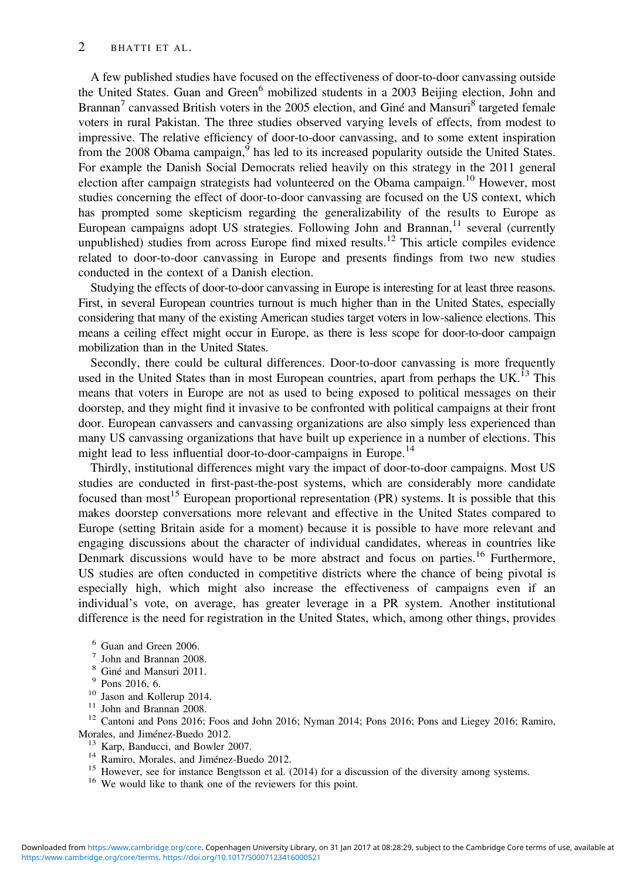A few published studies have focused on the effectiveness of door-to-door canvassing outside the United States. Guan and Green[6] mobilized students in a 2003 Beijing election, John and Brannan[7] canvassed British voters in the 2005 election, and Giné and Mansuri[8] targeted female voters in rural Pakistan. The three studies observed varying levels of effects, from modest to impressive. The relative efficiency of door-to-door canvassing, and to some extent inspiration from the 2008 Obama campaign,[9] has led to its increased popularity outside the United States. For example the Danish Social Democrats relied heavily on this strategy in the 2011 general election after campaign strategists had volunteered on the Obama campaign.[10] However, most studies concerning the effect of door-to-door canvassing are focused on the US context, which has prompted some skepticism regarding the generalizability of the results to Europe as European campaigns adopt US strategies. Following John and Brannan,[11] several (currently unpublished) studies from across Europe find mixed results.[12] This article compiles evidence related to door-to-door canvassing in Europe and presents findings from two new studies conducted in the context of a Danish election.

Studying the effects of door-to-door canvassing in Europe is interesting for at least three reasons. First, in several European countries turnout is much higher than in the United States, especially considering that many of the existing American studies target voters in low-salience elections. This means a ceiling effect might occur in Europe, as there is less scope for door-to-door campaign mobilization than in the United States.

Secondly, there could be cultural differences. Door-to-door canvassing is more frequently used in the United States than in most European countries, apart from perhaps the UK.[13] This means that voters in Europe are not as used to being exposed to political messages on their doorstep, and they might find it invasive to be confronted with political campaigns at their front door. European canvassers and canvassing organizations are also simply less experienced than many US canvassing organizations that have built up experience in a number of elections. This might lead to less influential door-to-door-campaigns in Europe.[14]

Thirdly, institutional differences might vary the impact of door-to-door campaigns. Most US studies are conducted in first-past-the-post systems, which are considerably more candidate focused than most[15] European proportional representation (PR) systems. It is possible that this makes doorstep conversations more relevant and effective in the United States compared to Europe (setting Britain aside for a moment) because it is possible to have more relevant and engaging discussions about the character of individual candidates, whereas in countries like Denmark discussions would have to be more abstract and focus on parties.[16] Furthermore, US studies are often conducted in competitive districts where the chance of being pivotal is especially high, which might also increase the effectiveness of campaigns even if an individual's vote, on average, has greater leverage in a PR system. Another institutional difference is the need for registration in the United States, which, among other things, provides

[6] Guan and Green 2006.
[7] John and Brannan 2008.
[8] Giné and Mansuri 2011.
[9] Pons 2016, 6.
[10] Jason and Kollerup 2014.
[11] John and Brannan 2008.
[12] Cantoni and Pons 2016; Foos and John 2016; Nyman 2014; Pons 2016; Pons and Liegey 2016; Ramiro, Morales, and Jiménez-Buedo 2012.
[13] Karp, Banducci, and Bowler 2007.
[14] Ramiro, Morales, and Jiménez-Buedo 2012.
[15] However, see for instance Bengtsson et al. (2014) for a discussion of the diversity among systems.
[16] We would like to thank one of the reviewers for this point.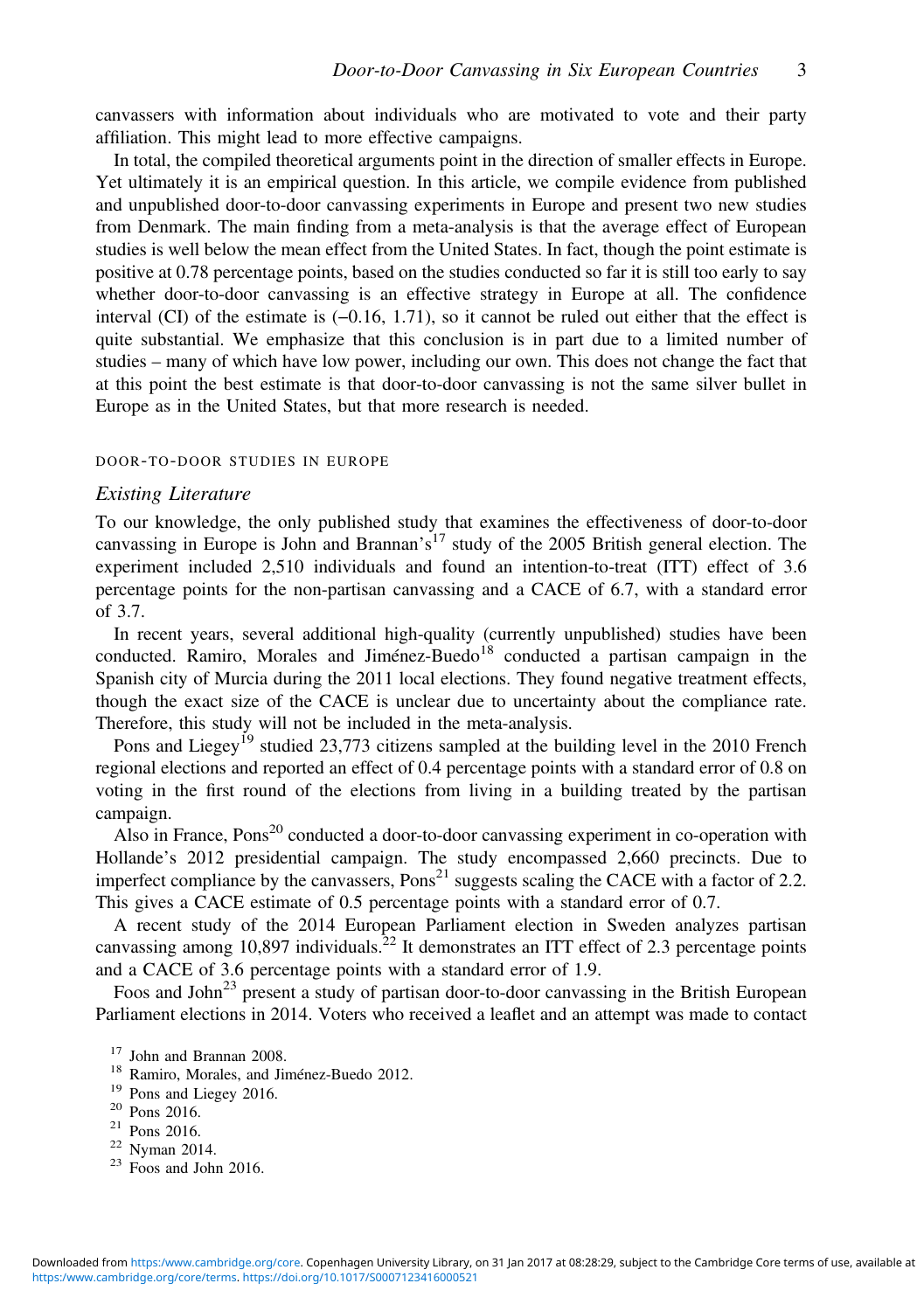canvassers with information about individuals who are motivated to vote and their party affiliation. This might lead to more effective campaigns.

In total, the compiled theoretical arguments point in the direction of smaller effects in Europe. Yet ultimately it is an empirical question. In this article, we compile evidence from published and unpublished door-to-door canvassing experiments in Europe and present two new studies from Denmark. The main finding from a meta-analysis is that the average effect of European studies is well below the mean effect from the United States. In fact, though the point estimate is positive at 0.78 percentage points, based on the studies conducted so far it is still too early to say whether door-to-door canvassing is an effective strategy in Europe at all. The confidence interval (CI) of the estimate is (–0.16, 1.71), so it cannot be ruled out either that the effect is quite substantial. We emphasize that this conclusion is in part due to a limited number of studies – many of which have low power, including our own. This does not change the fact that at this point the best estimate is that door-to-door canvassing is not the same silver bullet in Europe as in the United States, but that more research is needed.

## DOOR-TO-DOOR STUDIES IN EUROPE

### *Existing Literature*

To our knowledge, the only published study that examines the effectiveness of door-to-door canvassing in Europe is John and Brannan's[17] study of the 2005 British general election. The experiment included 2,510 individuals and found an intention-to-treat (ITT) effect of 3.6 percentage points for the non-partisan canvassing and a CACE of 6.7, with a standard error of 3.7.

In recent years, several additional high-quality (currently unpublished) studies have been conducted. Ramiro, Morales and Jiménez-Buedo[18] conducted a partisan campaign in the Spanish city of Murcia during the 2011 local elections. They found negative treatment effects, though the exact size of the CACE is unclear due to uncertainty about the compliance rate. Therefore, this study will not be included in the meta-analysis.

Pons and Liegey[19] studied 23,773 citizens sampled at the building level in the 2010 French regional elections and reported an effect of 0.4 percentage points with a standard error of 0.8 on voting in the first round of the elections from living in a building treated by the partisan campaign.

Also in France, Pons[20] conducted a door-to-door canvassing experiment in co-operation with Hollande's 2012 presidential campaign. The study encompassed 2,660 precincts. Due to imperfect compliance by the canvassers, Pons[21] suggests scaling the CACE with a factor of 2.2. This gives a CACE estimate of 0.5 percentage points with a standard error of 0.7.

A recent study of the 2014 European Parliament election in Sweden analyzes partisan canvassing among 10,897 individuals.[22] It demonstrates an ITT effect of 2.3 percentage points and a CACE of 3.6 percentage points with a standard error of 1.9.

Foos and John[23] present a study of partisan door-to-door canvassing in the British European Parliament elections in 2014. Voters who received a leaflet and an attempt was made to contact

[17] John and Brannan 2008.
[18] Ramiro, Morales, and Jiménez-Buedo 2012.
[19] Pons and Liegey 2016.
[20] Pons 2016.
[21] Pons 2016.
[22] Nyman 2014.
[23] Foos and John 2016.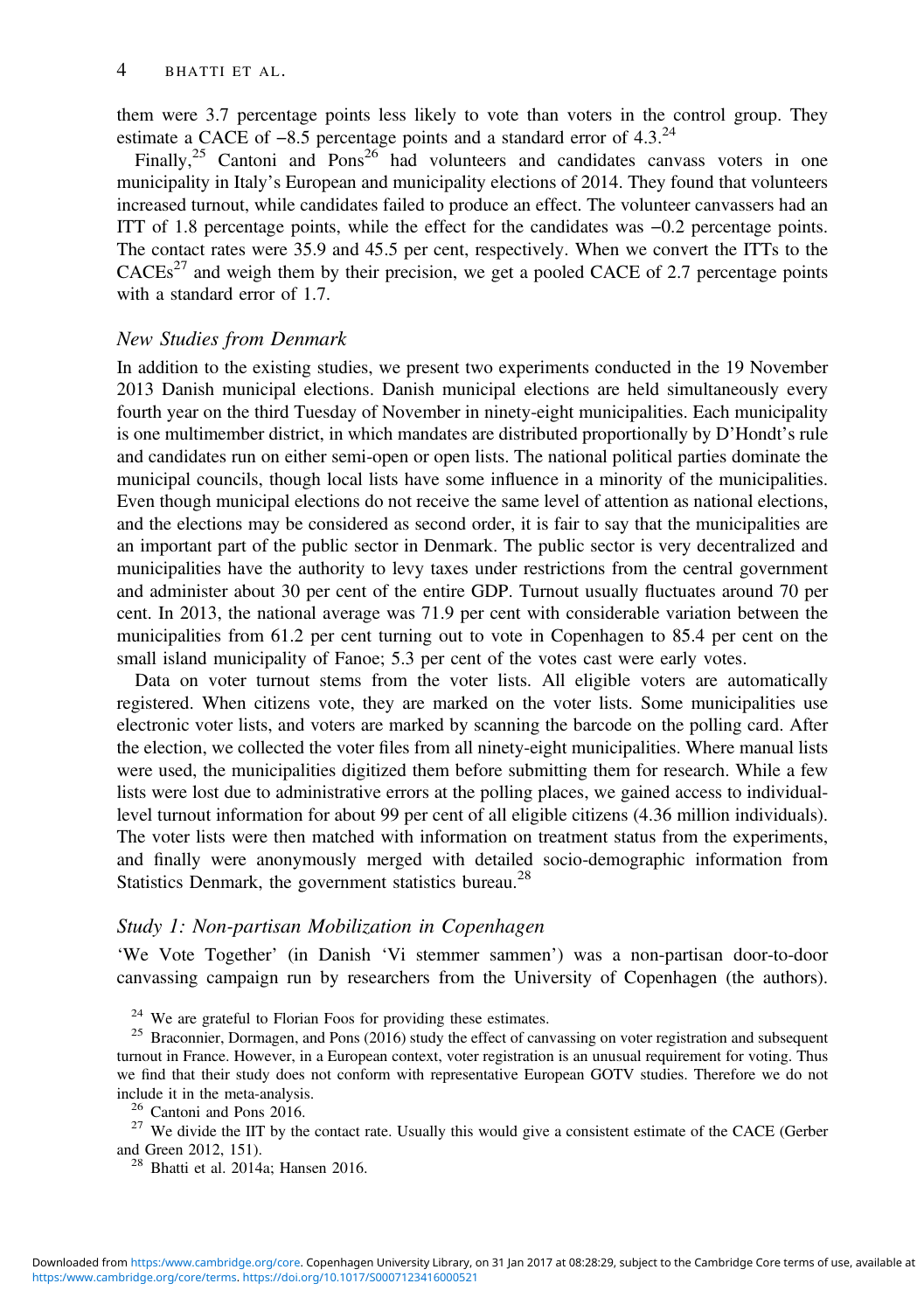them were 3.7 percentage points less likely to vote than voters in the control group. They estimate a CACE of −8.5 percentage points and a standard error of 4.3.[24]

Finally,[25] Cantoni and Pons[26] had volunteers and candidates canvass voters in one municipality in Italy's European and municipality elections of 2014. They found that volunteers increased turnout, while candidates failed to produce an effect. The volunteer canvassers had an ITT of 1.8 percentage points, while the effect for the candidates was −0.2 percentage points. The contact rates were 35.9 and 45.5 per cent, respectively. When we convert the ITTs to the CACEs[27] and weigh them by their precision, we get a pooled CACE of 2.7 percentage points with a standard error of 1.7.

### *New Studies from Denmark*

In addition to the existing studies, we present two experiments conducted in the 19 November 2013 Danish municipal elections. Danish municipal elections are held simultaneously every fourth year on the third Tuesday of November in ninety-eight municipalities. Each municipality is one multimember district, in which mandates are distributed proportionally by D'Hondt's rule and candidates run on either semi-open or open lists. The national political parties dominate the municipal councils, though local lists have some influence in a minority of the municipalities. Even though municipal elections do not receive the same level of attention as national elections, and the elections may be considered as second order, it is fair to say that the municipalities are an important part of the public sector in Denmark. The public sector is very decentralized and municipalities have the authority to levy taxes under restrictions from the central government and administer about 30 per cent of the entire GDP. Turnout usually fluctuates around 70 per cent. In 2013, the national average was 71.9 per cent with considerable variation between the municipalities from 61.2 per cent turning out to vote in Copenhagen to 85.4 per cent on the small island municipality of Fanoe; 5.3 per cent of the votes cast were early votes.

Data on voter turnout stems from the voter lists. All eligible voters are automatically registered. When citizens vote, they are marked on the voter lists. Some municipalities use electronic voter lists, and voters are marked by scanning the barcode on the polling card. After the election, we collected the voter files from all ninety-eight municipalities. Where manual lists were used, the municipalities digitized them before submitting them for research. While a few lists were lost due to administrative errors at the polling places, we gained access to individual-level turnout information for about 99 per cent of all eligible citizens (4.36 million individuals). The voter lists were then matched with information on treatment status from the experiments, and finally were anonymously merged with detailed socio-demographic information from Statistics Denmark, the government statistics bureau.[28]

### *Study 1: Non-partisan Mobilization in Copenhagen*

'We Vote Together' (in Danish 'Vi stemmer sammen') was a non-partisan door-to-door canvassing campaign run by researchers from the University of Copenhagen (the authors).

[24] We are grateful to Florian Foos for providing these estimates.

[25] Braconnier, Dormagen, and Pons (2016) study the effect of canvassing on voter registration and subsequent turnout in France. However, in a European context, voter registration is an unusual requirement for voting. Thus we find that their study does not conform with representative European GOTV studies. Therefore we do not include it in the meta-analysis.

[26] Cantoni and Pons 2016.

[27] We divide the IIT by the contact rate. Usually this would give a consistent estimate of the CACE (Gerber and Green 2012, 151).

[28] Bhatti et al. 2014a; Hansen 2016.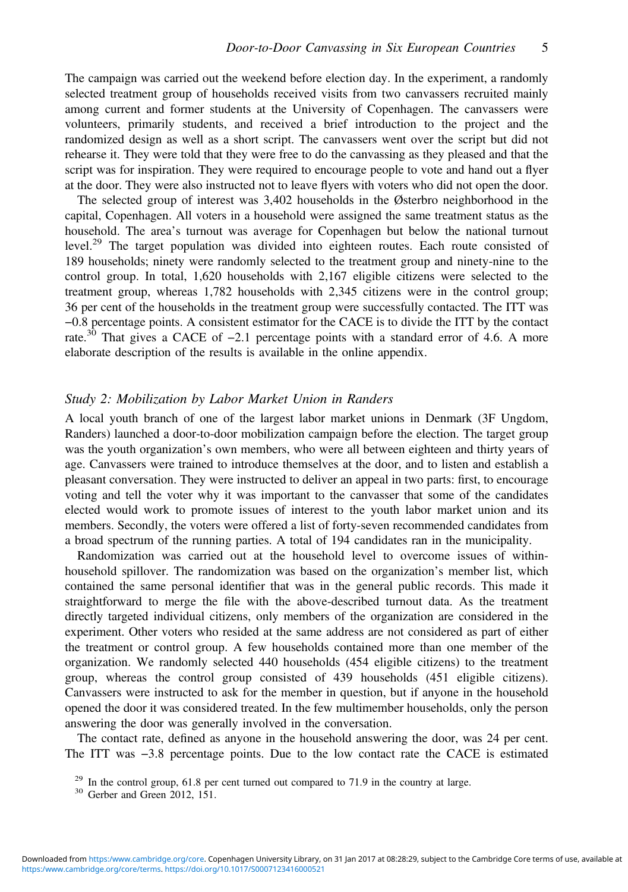The campaign was carried out the weekend before election day. In the experiment, a randomly selected treatment group of households received visits from two canvassers recruited mainly among current and former students at the University of Copenhagen. The canvassers were volunteers, primarily students, and received a brief introduction to the project and the randomized design as well as a short script. The canvassers went over the script but did not rehearse it. They were told that they were free to do the canvassing as they pleased and that the script was for inspiration. They were required to encourage people to vote and hand out a flyer at the door. They were also instructed not to leave flyers with voters who did not open the door.

The selected group of interest was 3,402 households in the Østerbro neighborhood in the capital, Copenhagen. All voters in a household were assigned the same treatment status as the household. The area's turnout was average for Copenhagen but below the national turnout level.[29] The target population was divided into eighteen routes. Each route consisted of 189 households; ninety were randomly selected to the treatment group and ninety-nine to the control group. In total, 1,620 households with 2,167 eligible citizens were selected to the treatment group, whereas 1,782 households with 2,345 citizens were in the control group; 36 per cent of the households in the treatment group were successfully contacted. The ITT was −0.8 percentage points. A consistent estimator for the CACE is to divide the ITT by the contact rate.[30] That gives a CACE of −2.1 percentage points with a standard error of 4.6. A more elaborate description of the results is available in the online appendix.

### *Study 2: Mobilization by Labor Market Union in Randers*

A local youth branch of one of the largest labor market unions in Denmark (3F Ungdom, Randers) launched a door-to-door mobilization campaign before the election. The target group was the youth organization's own members, who were all between eighteen and thirty years of age. Canvassers were trained to introduce themselves at the door, and to listen and establish a pleasant conversation. They were instructed to deliver an appeal in two parts: first, to encourage voting and tell the voter why it was important to the canvasser that some of the candidates elected would work to promote issues of interest to the youth labor market union and its members. Secondly, the voters were offered a list of forty-seven recommended candidates from a broad spectrum of the running parties. A total of 194 candidates ran in the municipality.

Randomization was carried out at the household level to overcome issues of within-household spillover. The randomization was based on the organization's member list, which contained the same personal identifier that was in the general public records. This made it straightforward to merge the file with the above-described turnout data. As the treatment directly targeted individual citizens, only members of the organization are considered in the experiment. Other voters who resided at the same address are not considered as part of either the treatment or control group. A few households contained more than one member of the organization. We randomly selected 440 households (454 eligible citizens) to the treatment group, whereas the control group consisted of 439 households (451 eligible citizens). Canvassers were instructed to ask for the member in question, but if anyone in the household opened the door it was considered treated. In the few multimember households, only the person answering the door was generally involved in the conversation.

The contact rate, defined as anyone in the household answering the door, was 24 per cent. The ITT was −3.8 percentage points. Due to the low contact rate the CACE is estimated

[29] In the control group, 61.8 per cent turned out compared to 71.9 in the country at large.

[30] Gerber and Green 2012, 151.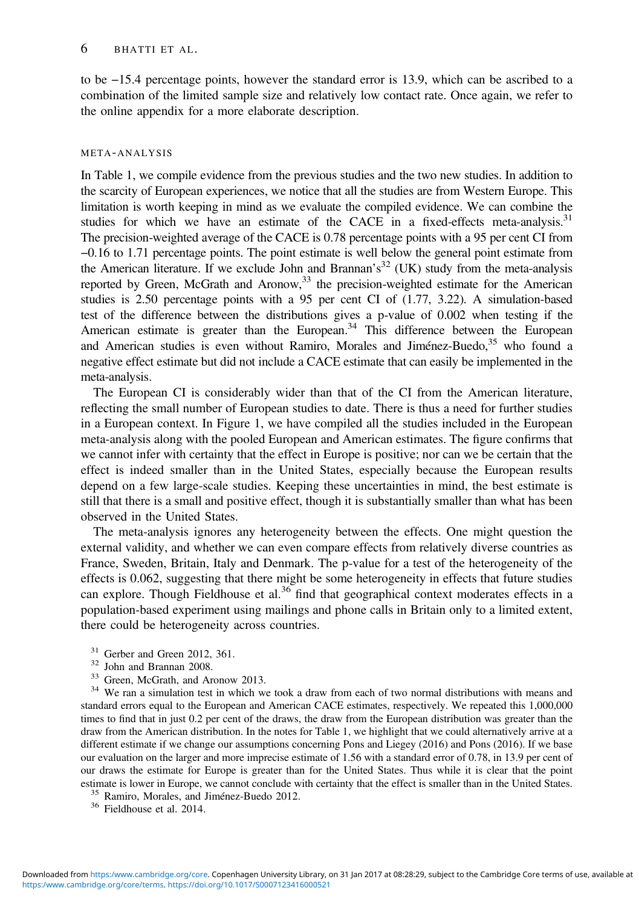to be −15.4 percentage points, however the standard error is 13.9, which can be ascribed to a combination of the limited sample size and relatively low contact rate. Once again, we refer to the online appendix for a more elaborate description.

## META-ANALYSIS

In Table 1, we compile evidence from the previous studies and the two new studies. In addition to the scarcity of European experiences, we notice that all the studies are from Western Europe. This limitation is worth keeping in mind as we evaluate the compiled evidence. We can combine the studies for which we have an estimate of the CACE in a fixed-effects meta-analysis.[31] The precision-weighted average of the CACE is 0.78 percentage points with a 95 per cent CI from −0.16 to 1.71 percentage points. The point estimate is well below the general point estimate from the American literature. If we exclude John and Brannan's[32] (UK) study from the meta-analysis reported by Green, McGrath and Aronow,[33] the precision-weighted estimate for the American studies is 2.50 percentage points with a 95 per cent CI of (1.77, 3.22). A simulation-based test of the difference between the distributions gives a p-value of 0.002 when testing if the American estimate is greater than the European.[34] This difference between the European and American studies is even without Ramiro, Morales and Jiménez-Buedo,[35] who found a negative effect estimate but did not include a CACE estimate that can easily be implemented in the meta-analysis.

The European CI is considerably wider than that of the CI from the American literature, reflecting the small number of European studies to date. There is thus a need for further studies in a European context. In Figure 1, we have compiled all the studies included in the European meta-analysis along with the pooled European and American estimates. The figure confirms that we cannot infer with certainty that the effect in Europe is positive; nor can we be certain that the effect is indeed smaller than in the United States, especially because the European results depend on a few large-scale studies. Keeping these uncertainties in mind, the best estimate is still that there is a small and positive effect, though it is substantially smaller than what has been observed in the United States.

The meta-analysis ignores any heterogeneity between the effects. One might question the external validity, and whether we can even compare effects from relatively diverse countries as France, Sweden, Britain, Italy and Denmark. The p-value for a test of the heterogeneity of the effects is 0.062, suggesting that there might be some heterogeneity in effects that future studies can explore. Though Fieldhouse et al.[36] find that geographical context moderates effects in a population-based experiment using mailings and phone calls in Britain only to a limited extent, there could be heterogeneity across countries.

[31] Gerber and Green 2012, 361.

[32] John and Brannan 2008.

[33] Green, McGrath, and Aronow 2013.

[34] We ran a simulation test in which we took a draw from each of two normal distributions with means and standard errors equal to the European and American CACE estimates, respectively. We repeated this 1,000,000 times to find that in just 0.2 per cent of the draws, the draw from the European distribution was greater than the draw from the American distribution. In the notes for Table 1, we highlight that we could alternatively arrive at a different estimate if we change our assumptions concerning Pons and Liegey (2016) and Pons (2016). If we base our evaluation on the larger and more imprecise estimate of 1.56 with a standard error of 0.78, in 13.9 per cent of our draws the estimate for Europe is greater than for the United States. Thus while it is clear that the point estimate is lower in Europe, we cannot conclude with certainty that the effect is smaller than in the United States.

[35] Ramiro, Morales, and Jiménez-Buedo 2012.

[36] Fieldhouse et al. 2014.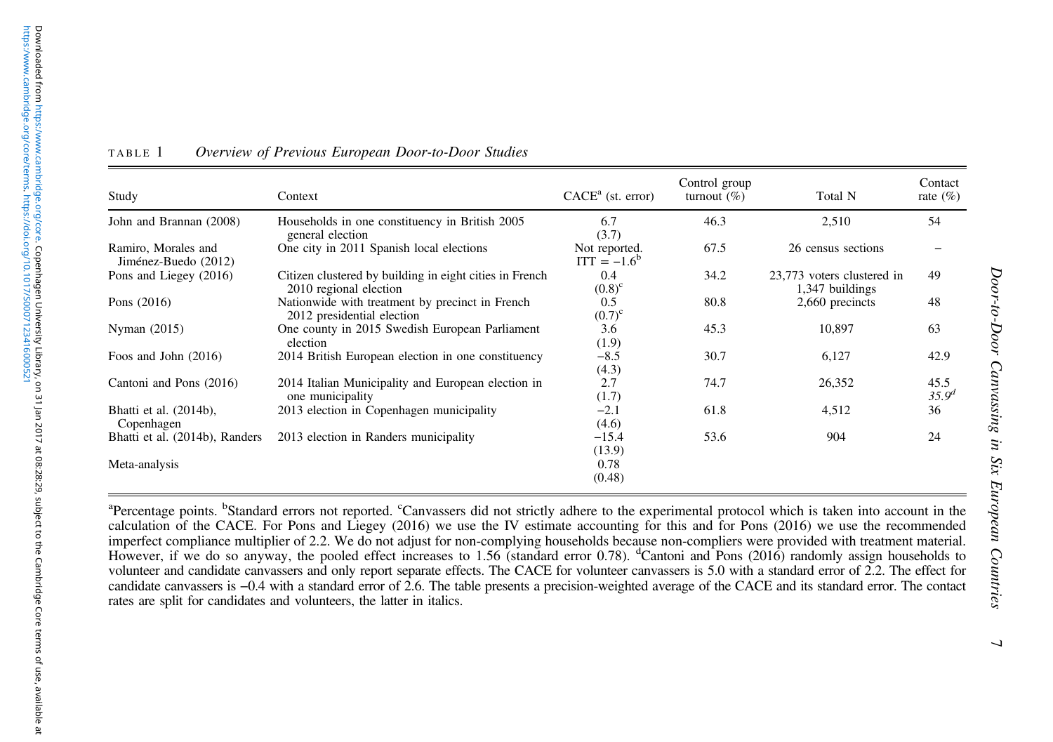TABLE 1 *Overview of Previous European Door-to-Door Studies*

| Study | Context | CACE[a] (st. error) | Control group turnout (%) | Total N | Contact rate (%) |
|---|---|---|---|---|---|
| John and Brannan (2008) | Households in one constituency in British 2005 general election | 6.7 (3.7) | 46.3 | 2,510 | 54 |
| Ramiro, Morales and Jiménez-Buedo (2012) | One city in 2011 Spanish local elections | Not reported. ITT = −1.6[b] | 67.5 | 26 census sections | – |
| Pons and Liegey (2016) | Citizen clustered by building in eight cities in French 2010 regional election | 0.4 (0.8)[c] | 34.2 | 23,773 voters clustered in 1,347 buildings | 49 |
| Pons (2016) | Nationwide with treatment by precinct in French 2012 presidential election | 0.5 (0.7)[c] | 80.8 | 2,660 precincts | 48 |
| Nyman (2015) | One county in 2015 Swedish European Parliament election | 3.6 (1.9) | 45.3 | 10,897 | 63 |
| Foos and John (2016) | 2014 British European election in one constituency | −8.5 (4.3) | 30.7 | 6,127 | 42.9 |
| Cantoni and Pons (2016) | 2014 Italian Municipality and European election in one municipality | 2.7 (1.7) | 74.7 | 26,352 | 45.5 *35.9*[d] |
| Bhatti et al. (2014b), Copenhagen | 2013 election in Copenhagen municipality | −2.1 (4.6) | 61.8 | 4,512 | 36 |
| Bhatti et al. (2014b), Randers | 2013 election in Randers municipality | −15.4 (13.9) | 53.6 | 904 | 24 |
| Meta-analysis | | 0.78 (0.48) | | | |

[a]Percentage points. [b]Standard errors not reported. [c]Canvassers did not strictly adhere to the experimental protocol which is taken into account in the calculation of the CACE. For Pons and Liegey (2016) we use the IV estimate accounting for this and for Pons (2016) we use the recommended imperfect compliance multiplier of 2.2. We do not adjust for non-complying households because non-compliers were provided with treatment material. However, if we do so anyway, the pooled effect increases to 1.56 (standard error 0.78). [d]Cantoni and Pons (2016) randomly assign households to volunteer and candidate canvassers and only report separate effects. The CACE for volunteer canvassers is 5.0 with a standard error of 2.2. The effect for candidate canvassers is −0.4 with a standard error of 2.6. The table presents a precision-weighted average of the CACE and its standard error. The contact rates are split for candidates and volunteers, the latter in italics.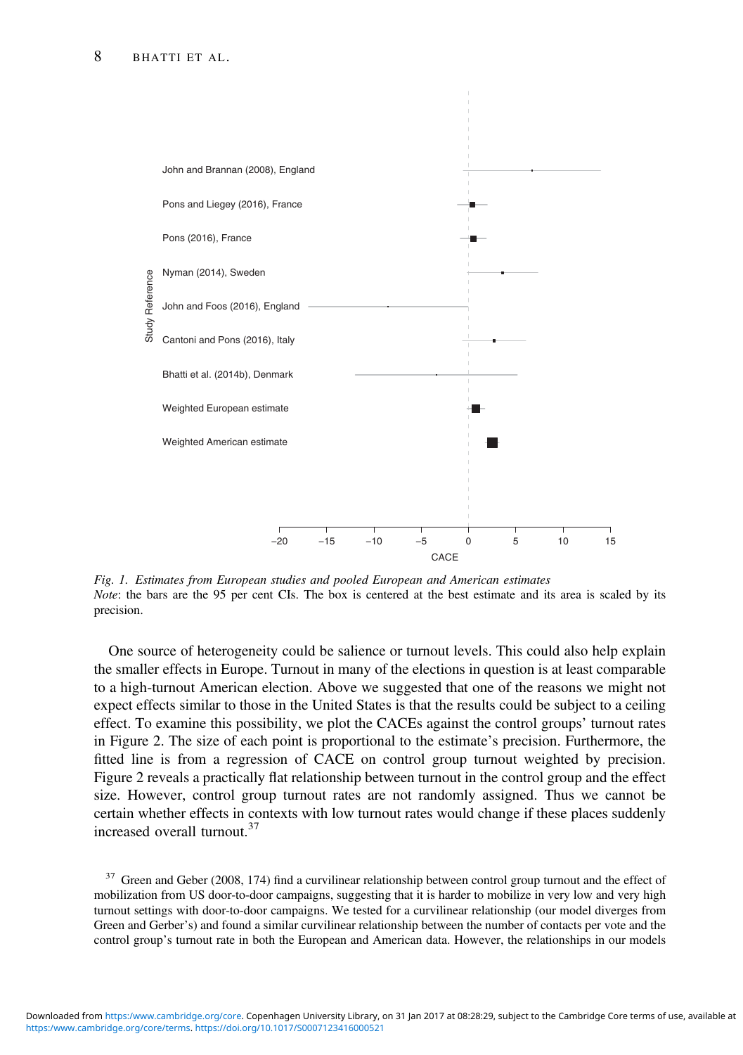*Fig. 1. Estimates from European studies and pooled European and American estimates*
*Note*: the bars are the 95 per cent CIs. The box is centered at the best estimate and its area is scaled by its precision.

One source of heterogeneity could be salience or turnout levels. This could also help explain the smaller effects in Europe. Turnout in many of the elections in question is at least comparable to a high-turnout American election. Above we suggested that one of the reasons we might not expect effects similar to those in the United States is that the results could be subject to a ceiling effect. To examine this possibility, we plot the CACEs against the control groups' turnout rates in Figure 2. The size of each point is proportional to the estimate's precision. Furthermore, the fitted line is from a regression of CACE on control group turnout weighted by precision. Figure 2 reveals a practically flat relationship between turnout in the control group and the effect size. However, control group turnout rates are not randomly assigned. Thus we cannot be certain whether effects in contexts with low turnout rates would change if these places suddenly increased overall turnout.[37]

[37] Green and Geber (2008, 174) find a curvilinear relationship between control group turnout and the effect of mobilization from US door-to-door campaigns, suggesting that it is harder to mobilize in very low and very high turnout settings with door-to-door campaigns. We tested for a curvilinear relationship (our model diverges from Green and Gerber's) and found a similar curvilinear relationship between the number of contacts per vote and the control group's turnout rate in both the European and American data. However, the relationships in our models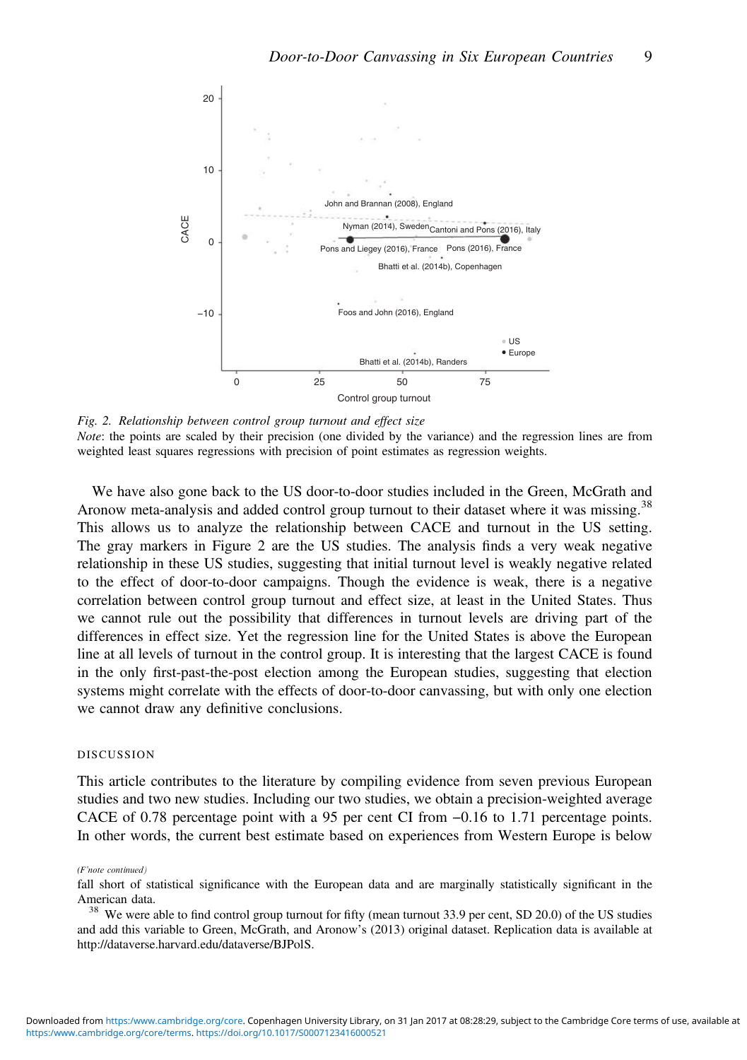*Fig. 2. Relationship between control group turnout and effect size*
*Note*: the points are scaled by their precision (one divided by the variance) and the regression lines are from weighted least squares regressions with precision of point estimates as regression weights.

We have also gone back to the US door-to-door studies included in the Green, McGrath and Aronow meta-analysis and added control group turnout to their dataset where it was missing.[38] This allows us to analyze the relationship between CACE and turnout in the US setting. The gray markers in Figure 2 are the US studies. The analysis finds a very weak negative relationship in these US studies, suggesting that initial turnout level is weakly negative related to the effect of door-to-door campaigns. Though the evidence is weak, there is a negative correlation between control group turnout and effect size, at least in the United States. Thus we cannot rule out the possibility that differences in turnout levels are driving part of the differences in effect size. Yet the regression line for the United States is above the European line at all levels of turnout in the control group. It is interesting that the largest CACE is found in the only first-past-the-post election among the European studies, suggesting that election systems might correlate with the effects of door-to-door canvassing, but with only one election we cannot draw any definitive conclusions.

## DISCUSSION

This article contributes to the literature by compiling evidence from seven previous European studies and two new studies. Including our two studies, we obtain a precision-weighted average CACE of 0.78 percentage point with a 95 per cent CI from –0.16 to 1.71 percentage points. In other words, the current best estimate based on experiences from Western Europe is below

*(F'note continued)*
fall short of statistical significance with the European data and are marginally statistically significant in the American data.

[38] We were able to find control group turnout for fifty (mean turnout 33.9 per cent, SD 20.0) of the US studies and add this variable to Green, McGrath, and Aronow's (2013) original dataset. Replication data is available at http://dataverse.harvard.edu/dataverse/BJPolS.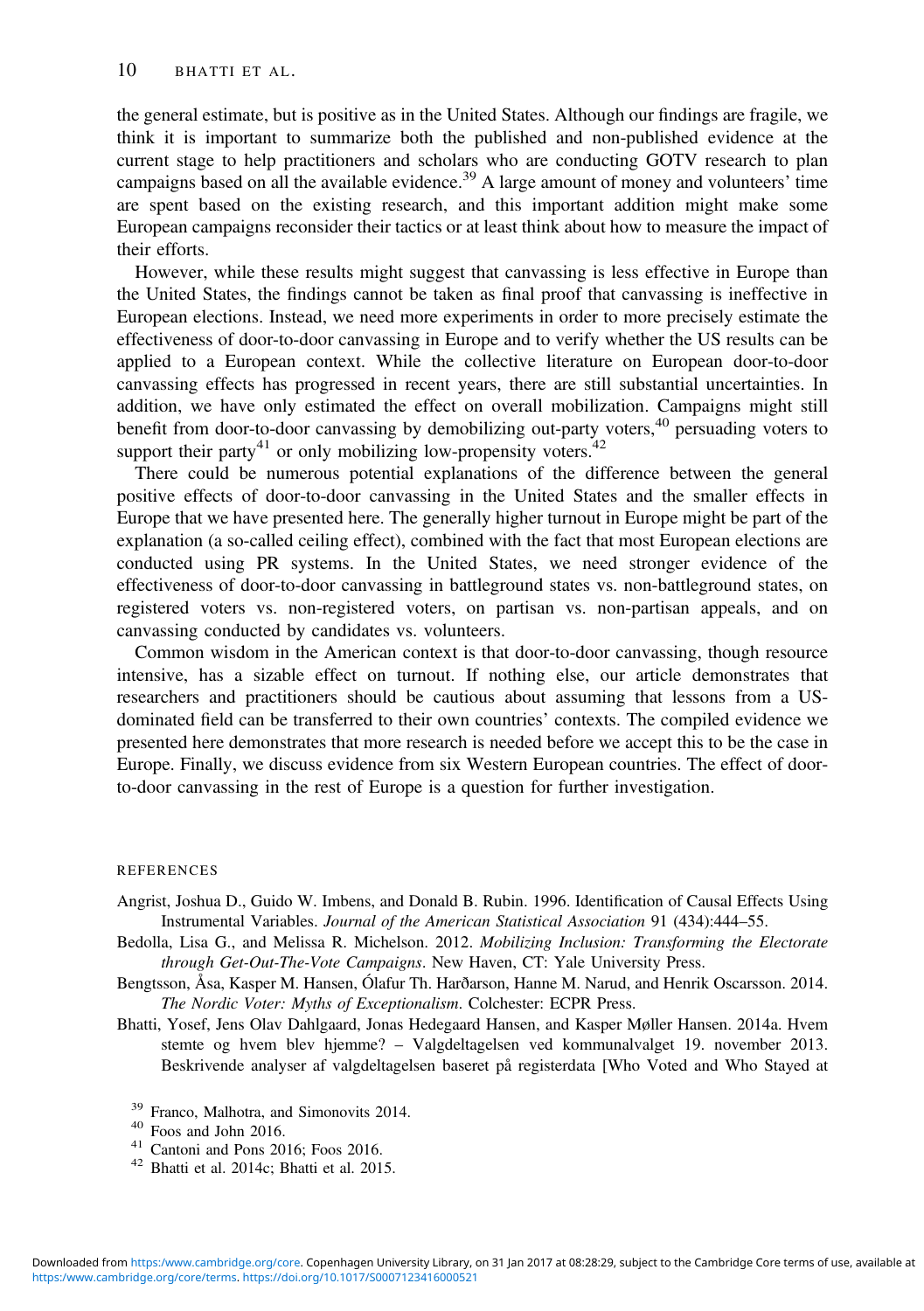the general estimate, but is positive as in the United States. Although our findings are fragile, we think it is important to summarize both the published and non-published evidence at the current stage to help practitioners and scholars who are conducting GOTV research to plan campaigns based on all the available evidence.[39] A large amount of money and volunteers' time are spent based on the existing research, and this important addition might make some European campaigns reconsider their tactics or at least think about how to measure the impact of their efforts.

However, while these results might suggest that canvassing is less effective in Europe than the United States, the findings cannot be taken as final proof that canvassing is ineffective in European elections. Instead, we need more experiments in order to more precisely estimate the effectiveness of door-to-door canvassing in Europe and to verify whether the US results can be applied to a European context. While the collective literature on European door-to-door canvassing effects has progressed in recent years, there are still substantial uncertainties. In addition, we have only estimated the effect on overall mobilization. Campaigns might still benefit from door-to-door canvassing by demobilizing out-party voters,[40] persuading voters to support their party[41] or only mobilizing low-propensity voters.[42]

There could be numerous potential explanations of the difference between the general positive effects of door-to-door canvassing in the United States and the smaller effects in Europe that we have presented here. The generally higher turnout in Europe might be part of the explanation (a so-called ceiling effect), combined with the fact that most European elections are conducted using PR systems. In the United States, we need stronger evidence of the effectiveness of door-to-door canvassing in battleground states vs. non-battleground states, on registered voters vs. non-registered voters, on partisan vs. non-partisan appeals, and on canvassing conducted by candidates vs. volunteers.

Common wisdom in the American context is that door-to-door canvassing, though resource intensive, has a sizable effect on turnout. If nothing else, our article demonstrates that researchers and practitioners should be cautious about assuming that lessons from a US-dominated field can be transferred to their own countries' contexts. The compiled evidence we presented here demonstrates that more research is needed before we accept this to be the case in Europe. Finally, we discuss evidence from six Western European countries. The effect of door-to-door canvassing in the rest of Europe is a question for further investigation.

## REFERENCES

Angrist, Joshua D., Guido W. Imbens, and Donald B. Rubin. 1996. Identification of Causal Effects Using Instrumental Variables. *Journal of the American Statistical Association* 91 (434):444–55.

Bedolla, Lisa G., and Melissa R. Michelson. 2012. *Mobilizing Inclusion: Transforming the Electorate through Get-Out-The-Vote Campaigns*. New Haven, CT: Yale University Press.

Bengtsson, Åsa, Kasper M. Hansen, Ólafur Th. Harðarson, Hanne M. Narud, and Henrik Oscarsson. 2014. *The Nordic Voter: Myths of Exceptionalism*. Colchester: ECPR Press.

Bhatti, Yosef, Jens Olav Dahlgaard, Jonas Hedegaard Hansen, and Kasper Møller Hansen. 2014a. Hvem stemte og hvem blev hjemme? – Valgdeltagelsen ved kommunalvalget 19. november 2013. Beskrivende analyser af valgdeltagelsen baseret på registerdata [Who Voted and Who Stayed at

[39] Franco, Malhotra, and Simonovits 2014.

[40] Foos and John 2016.

[41] Cantoni and Pons 2016; Foos 2016.

[42] Bhatti et al. 2014c; Bhatti et al. 2015.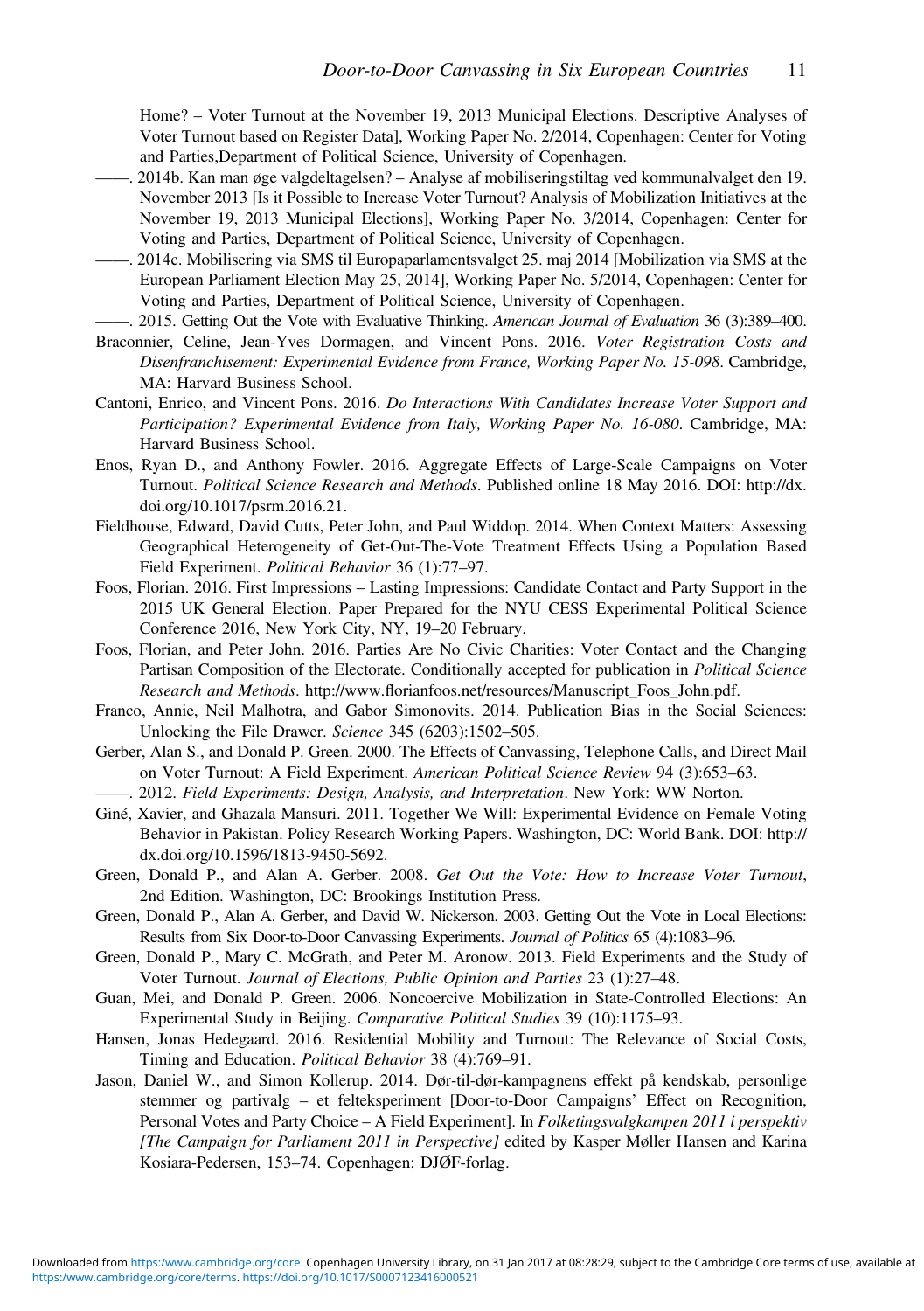Home? – Voter Turnout at the November 19, 2013 Municipal Elections. Descriptive Analyses of Voter Turnout based on Register Data], Working Paper No. 2/2014, Copenhagen: Center for Voting and Parties,Department of Political Science, University of Copenhagen.

——. 2014b. Kan man øge valgdeltagelsen? – Analyse af mobiliseringstiltag ved kommunalvalget den 19. November 2013 [Is it Possible to Increase Voter Turnout? Analysis of Mobilization Initiatives at the November 19, 2013 Municipal Elections], Working Paper No. 3/2014, Copenhagen: Center for Voting and Parties, Department of Political Science, University of Copenhagen.

——. 2014c. Mobilisering via SMS til Europaparlamentsvalget 25. maj 2014 [Mobilization via SMS at the European Parliament Election May 25, 2014], Working Paper No. 5/2014, Copenhagen: Center for Voting and Parties, Department of Political Science, University of Copenhagen.

——. 2015. Getting Out the Vote with Evaluative Thinking. *American Journal of Evaluation* 36 (3):389–400.

Braconnier, Celine, Jean-Yves Dormagen, and Vincent Pons. 2016. *Voter Registration Costs and Disenfranchisement: Experimental Evidence from France, Working Paper No. 15-098*. Cambridge, MA: Harvard Business School.

Cantoni, Enrico, and Vincent Pons. 2016. *Do Interactions With Candidates Increase Voter Support and Participation? Experimental Evidence from Italy, Working Paper No. 16-080*. Cambridge, MA: Harvard Business School.

Enos, Ryan D., and Anthony Fowler. 2016. Aggregate Effects of Large-Scale Campaigns on Voter Turnout. *Political Science Research and Methods*. Published online 18 May 2016. DOI: http://dx.doi.org/10.1017/psrm.2016.21.

Fieldhouse, Edward, David Cutts, Peter John, and Paul Widdop. 2014. When Context Matters: Assessing Geographical Heterogeneity of Get-Out-The-Vote Treatment Effects Using a Population Based Field Experiment. *Political Behavior* 36 (1):77–97.

Foos, Florian. 2016. First Impressions – Lasting Impressions: Candidate Contact and Party Support in the 2015 UK General Election. Paper Prepared for the NYU CESS Experimental Political Science Conference 2016, New York City, NY, 19–20 February.

Foos, Florian, and Peter John. 2016. Parties Are No Civic Charities: Voter Contact and the Changing Partisan Composition of the Electorate. Conditionally accepted for publication in *Political Science Research and Methods*. http://www.florianfoos.net/resources/Manuscript_Foos_John.pdf.

Franco, Annie, Neil Malhotra, and Gabor Simonovits. 2014. Publication Bias in the Social Sciences: Unlocking the File Drawer. *Science* 345 (6203):1502–505.

Gerber, Alan S., and Donald P. Green. 2000. The Effects of Canvassing, Telephone Calls, and Direct Mail on Voter Turnout: A Field Experiment. *American Political Science Review* 94 (3):653–63.

——. 2012. *Field Experiments: Design, Analysis, and Interpretation*. New York: WW Norton.

Giné, Xavier, and Ghazala Mansuri. 2011. Together We Will: Experimental Evidence on Female Voting Behavior in Pakistan. Policy Research Working Papers. Washington, DC: World Bank. DOI: http://dx.doi.org/10.1596/1813-9450-5692.

Green, Donald P., and Alan A. Gerber. 2008. *Get Out the Vote: How to Increase Voter Turnout*, 2nd Edition. Washington, DC: Brookings Institution Press.

Green, Donald P., Alan A. Gerber, and David W. Nickerson. 2003. Getting Out the Vote in Local Elections: Results from Six Door-to-Door Canvassing Experiments. *Journal of Politics* 65 (4):1083–96.

Green, Donald P., Mary C. McGrath, and Peter M. Aronow. 2013. Field Experiments and the Study of Voter Turnout. *Journal of Elections, Public Opinion and Parties* 23 (1):27–48.

Guan, Mei, and Donald P. Green. 2006. Noncoercive Mobilization in State-Controlled Elections: An Experimental Study in Beijing. *Comparative Political Studies* 39 (10):1175–93.

Hansen, Jonas Hedegaard. 2016. Residential Mobility and Turnout: The Relevance of Social Costs, Timing and Education. *Political Behavior* 38 (4):769–91.

Jason, Daniel W., and Simon Kollerup. 2014. Dør-til-dør-kampagnens effekt på kendskab, personlige stemmer og partivalg – et felteksperiment [Door-to-Door Campaigns' Effect on Recognition, Personal Votes and Party Choice – A Field Experiment]. In *Folketingsvalgkampen 2011 i perspektiv [The Campaign for Parliament 2011 in Perspective]* edited by Kasper Møller Hansen and Karina Kosiara-Pedersen, 153–74. Copenhagen: DJØF-forlag.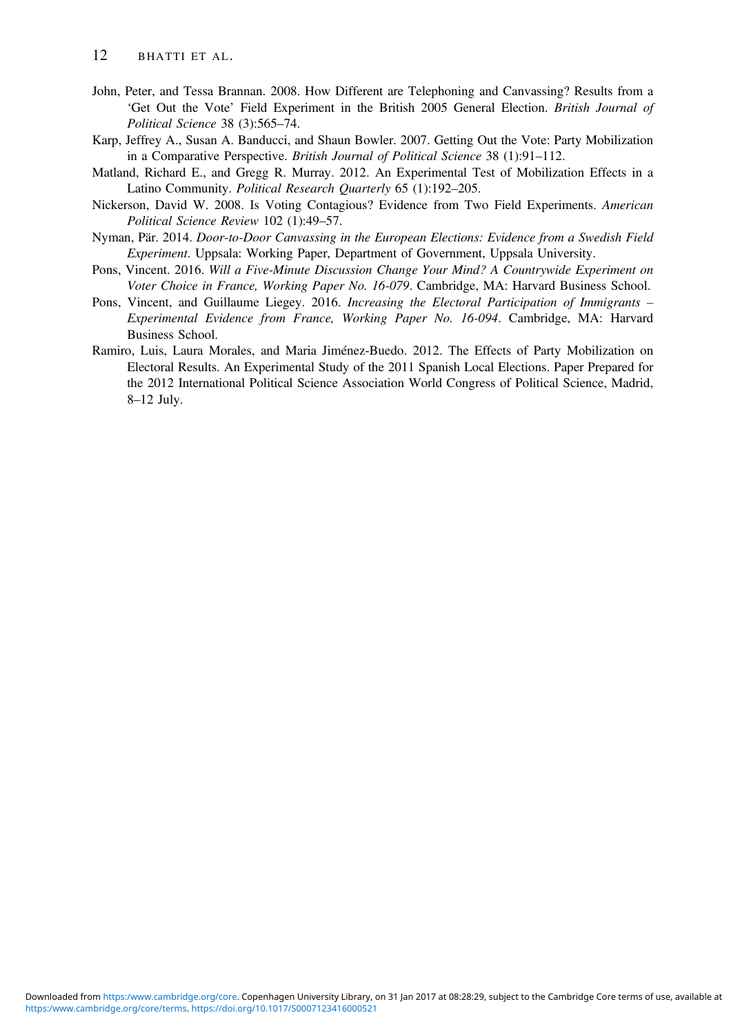John, Peter, and Tessa Brannan. 2008. How Different are Telephoning and Canvassing? Results from a 'Get Out the Vote' Field Experiment in the British 2005 General Election. *British Journal of Political Science* 38 (3):565–74.

Karp, Jeffrey A., Susan A. Banducci, and Shaun Bowler. 2007. Getting Out the Vote: Party Mobilization in a Comparative Perspective. *British Journal of Political Science* 38 (1):91–112.

Matland, Richard E., and Gregg R. Murray. 2012. An Experimental Test of Mobilization Effects in a Latino Community. *Political Research Quarterly* 65 (1):192–205.

Nickerson, David W. 2008. Is Voting Contagious? Evidence from Two Field Experiments. *American Political Science Review* 102 (1):49–57.

Nyman, Pär. 2014. *Door-to-Door Canvassing in the European Elections: Evidence from a Swedish Field Experiment*. Uppsala: Working Paper, Department of Government, Uppsala University.

Pons, Vincent. 2016. *Will a Five-Minute Discussion Change Your Mind? A Countrywide Experiment on Voter Choice in France, Working Paper No. 16-079*. Cambridge, MA: Harvard Business School.

Pons, Vincent, and Guillaume Liegey. 2016. *Increasing the Electoral Participation of Immigrants – Experimental Evidence from France, Working Paper No. 16-094*. Cambridge, MA: Harvard Business School.

Ramiro, Luis, Laura Morales, and Maria Jiménez-Buedo. 2012. The Effects of Party Mobilization on Electoral Results. An Experimental Study of the 2011 Spanish Local Elections. Paper Prepared for the 2012 International Political Science Association World Congress of Political Science, Madrid, 8–12 July.